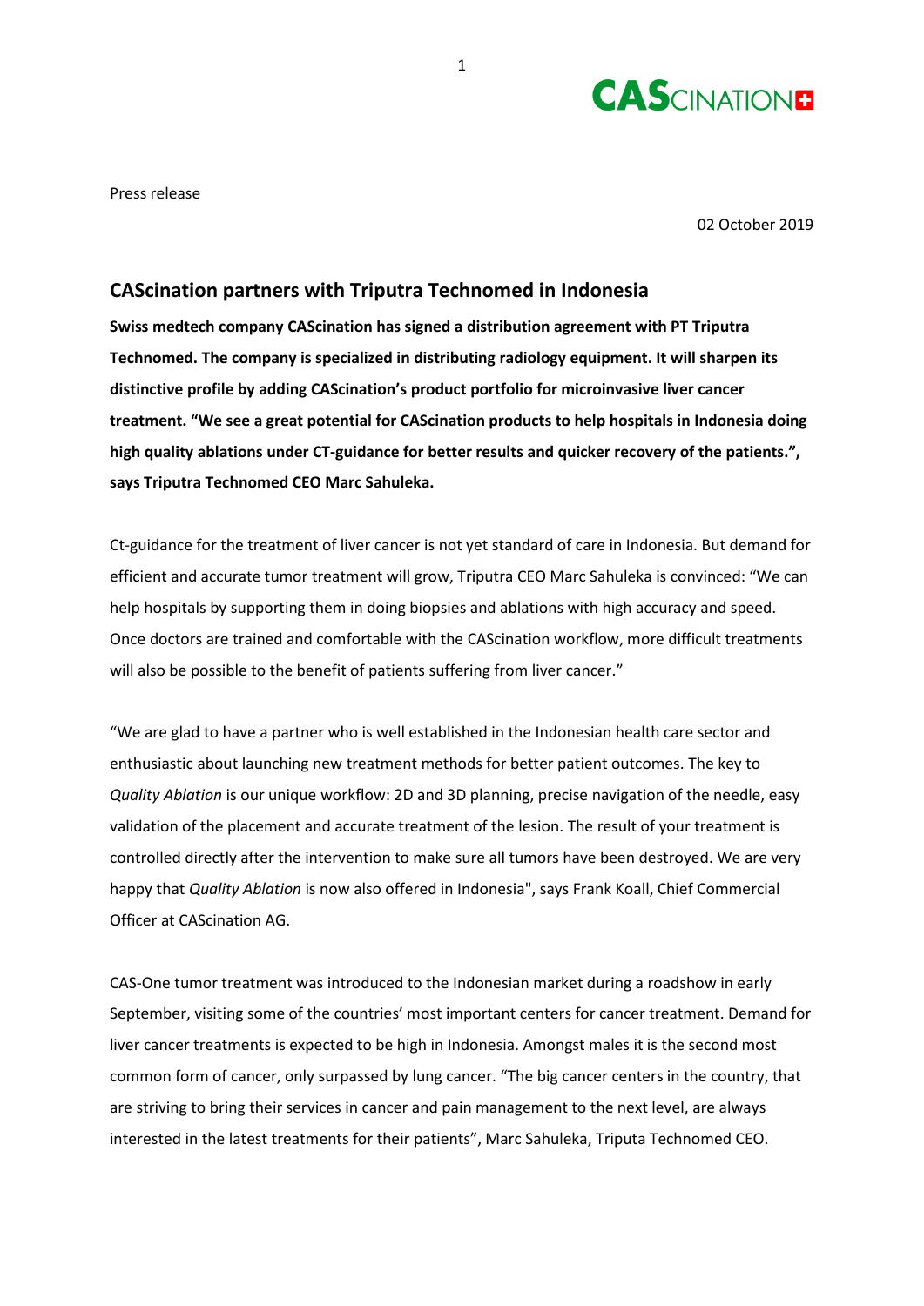Press release

02 October 2019

## CAScination partners with Triputra Technomed in Indonesia

**Swiss medtech company CAScination has signed a distribution agreement with PT Triputra Technomed. The company is specialized in distributing radiology equipment. It will sharpen its distinctive profile by adding CAScination's product portfolio for microinvasive liver cancer treatment. "We see a great potential for CAScination products to help hospitals in Indonesia doing high quality ablations under CT-guidance for better results and quicker recovery of the patients.", says Triputra Technomed CEO Marc Sahuleka.**

Ct-guidance for the treatment of liver cancer is not yet standard of care in Indonesia. But demand for efficient and accurate tumor treatment will grow, Triputra CEO Marc Sahuleka is convinced: "We can help hospitals by supporting them in doing biopsies and ablations with high accuracy and speed. Once doctors are trained and comfortable with the CAScination workflow, more difficult treatments will also be possible to the benefit of patients suffering from liver cancer."

"We are glad to have a partner who is well established in the Indonesian health care sector and enthusiastic about launching new treatment methods for better patient outcomes. The key to *Quality Ablation* is our unique workflow: 2D and 3D planning, precise navigation of the needle, easy validation of the placement and accurate treatment of the lesion. The result of your treatment is controlled directly after the intervention to make sure all tumors have been destroyed. We are very happy that *Quality Ablation* is now also offered in Indonesia", says Frank Koall, Chief Commercial Officer at CAScination AG.

CAS-One tumor treatment was introduced to the Indonesian market during a roadshow in early September, visiting some of the countries' most important centers for cancer treatment. Demand for liver cancer treatments is expected to be high in Indonesia. Amongst males it is the second most common form of cancer, only surpassed by lung cancer. "The big cancer centers in the country, that are striving to bring their services in cancer and pain management to the next level, are always interested in the latest treatments for their patients", Marc Sahuleka, Triputa Technomed CEO.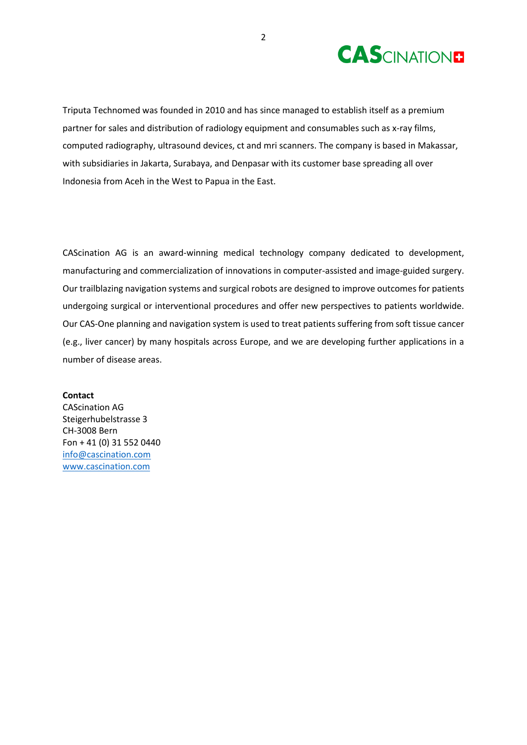Triputa Technomed was founded in 2010 and has since managed to establish itself as a premium partner for sales and distribution of radiology equipment and consumables such as x-ray films, computed radiography, ultrasound devices, ct and mri scanners. The company is based in Makassar, with subsidiaries in Jakarta, Surabaya, and Denpasar with its customer base spreading all over Indonesia from Aceh in the West to Papua in the East.

CAScination AG is an award-winning medical technology company dedicated to development, manufacturing and commercialization of innovations in computer-assisted and image-guided surgery. Our trailblazing navigation systems and surgical robots are designed to improve outcomes for patients undergoing surgical or interventional procedures and offer new perspectives to patients worldwide. Our CAS-One planning and navigation system is used to treat patients suffering from soft tissue cancer (e.g., liver cancer) by many hospitals across Europe, and we are developing further applications in a number of disease areas.

**Contact**
CAScination AG
Steigerhubelstrasse 3
CH-3008 Bern
Fon + 41 (0) 31 552 0440
info@cascination.com
www.cascination.com